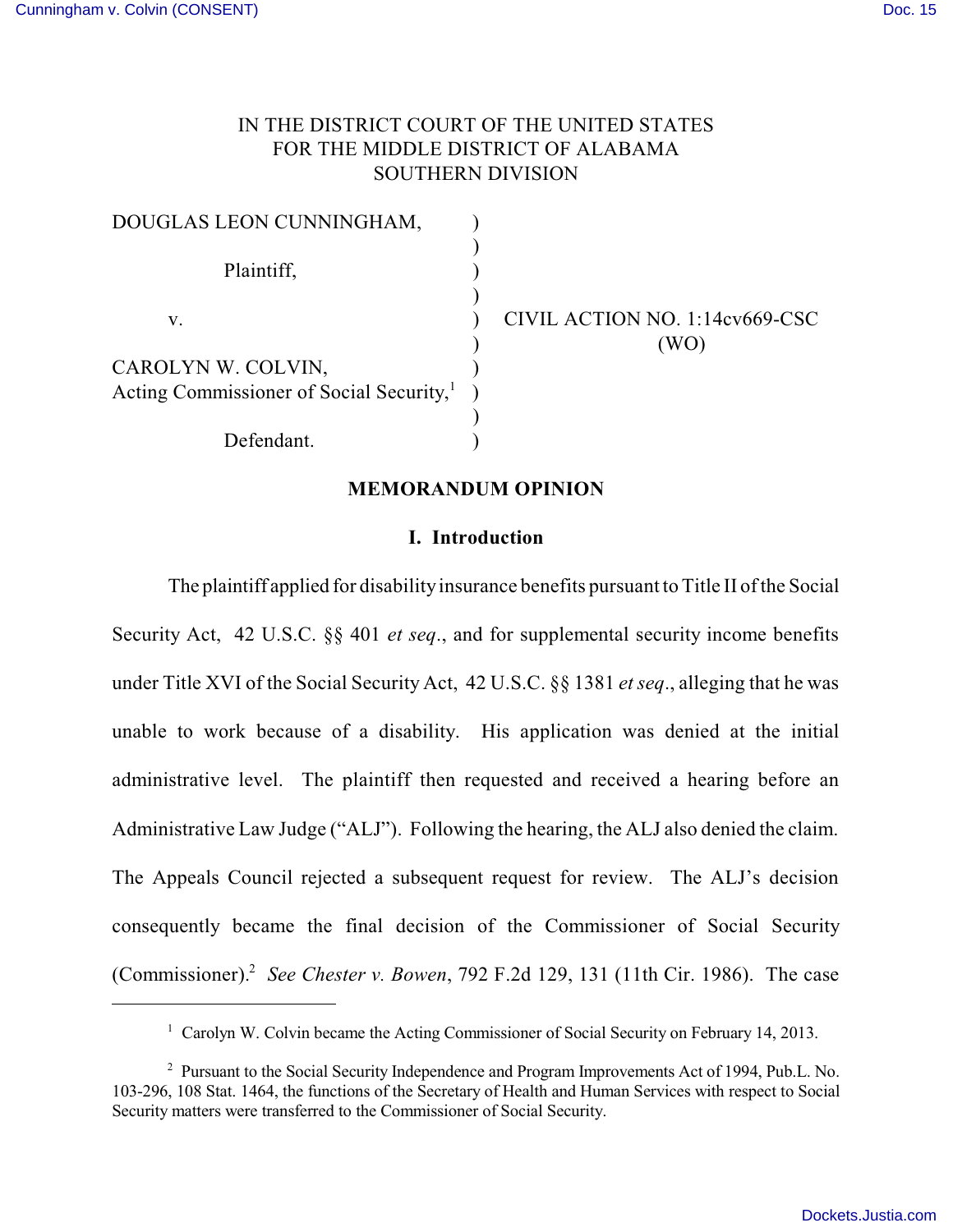IN THE DISTRICT COURT OF THE UNITED STATES
FOR THE MIDDLE DISTRICT OF ALABAMA
SOUTHERN DIVISION

| | | |
|---|---|---|
| DOUGLAS LEON CUNNINGHAM, | ) | |
| | ) | |
| Plaintiff, | ) | |
| | ) | |
| v. | ) | CIVIL ACTION NO. 1:14cv669-CSC |
| | ) | (WO) |
| CAROLYN W. COLVIN, | ) | |
| Acting Commissioner of Social Security,[1] | ) | |
| | ) | |
| Defendant. | ) | |

## MEMORANDUM OPINION

### I. Introduction

The plaintiff applied for disability insurance benefits pursuant to Title II of the Social Security Act, 42 U.S.C. §§ 401 *et seq*., and for supplemental security income benefits under Title XVI of the Social Security Act, 42 U.S.C. §§ 1381 *et seq*., alleging that he was unable to work because of a disability. His application was denied at the initial administrative level. The plaintiff then requested and received a hearing before an Administrative Law Judge ("ALJ"). Following the hearing, the ALJ also denied the claim. The Appeals Council rejected a subsequent request for review. The ALJ's decision consequently became the final decision of the Commissioner of Social Security (Commissioner).[2] *See Chester v. Bowen*, 792 F.2d 129, 131 (11th Cir. 1986). The case

---

[1] Carolyn W. Colvin became the Acting Commissioner of Social Security on February 14, 2013.

[2] Pursuant to the Social Security Independence and Program Improvements Act of 1994, Pub.L. No. 103-296, 108 Stat. 1464, the functions of the Secretary of Health and Human Services with respect to Social Security matters were transferred to the Commissioner of Social Security.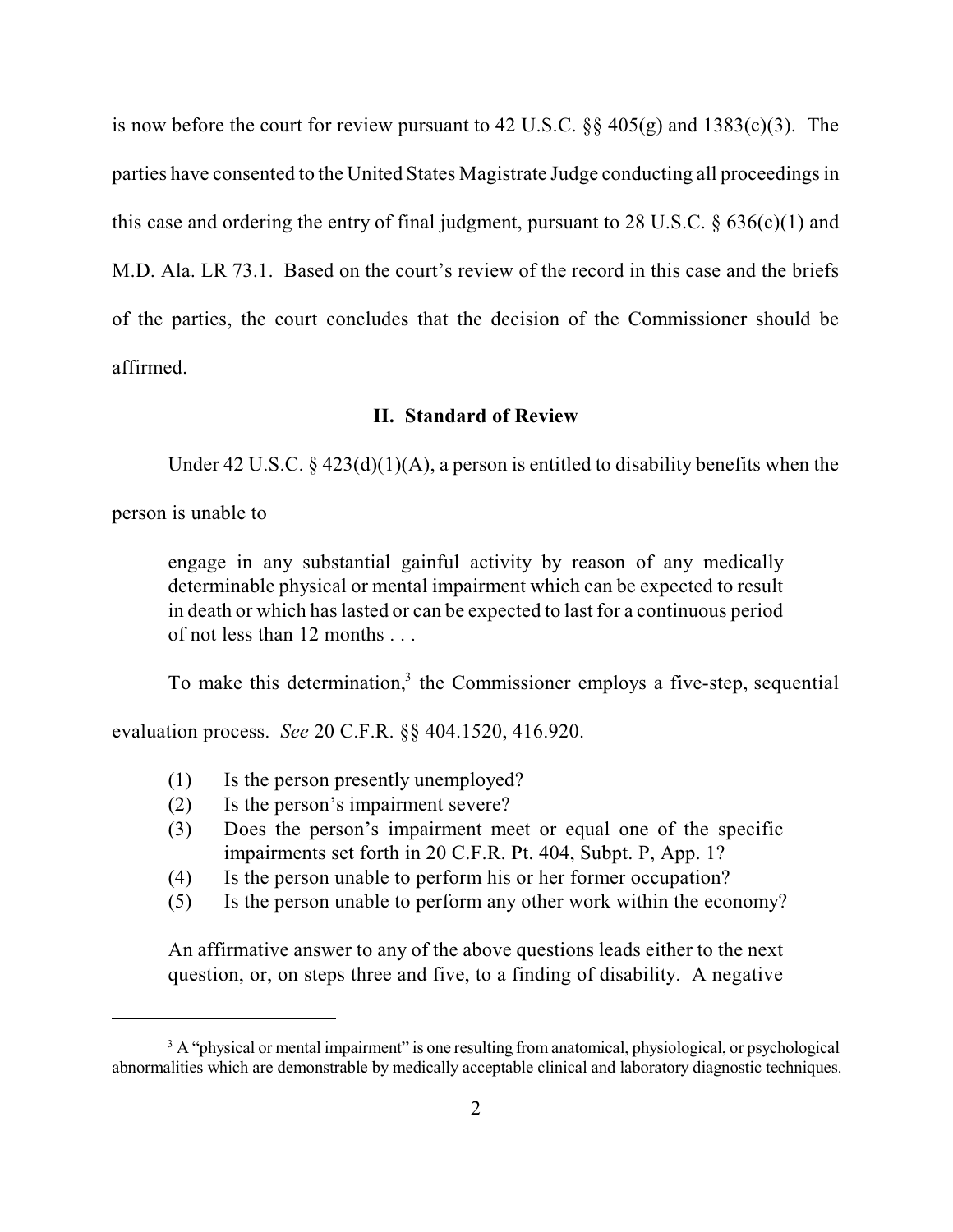is now before the court for review pursuant to 42 U.S.C. §§ 405(g) and 1383(c)(3). The parties have consented to the United States Magistrate Judge conducting all proceedings in this case and ordering the entry of final judgment, pursuant to 28 U.S.C. § 636(c)(1) and M.D. Ala. LR 73.1. Based on the court's review of the record in this case and the briefs of the parties, the court concludes that the decision of the Commissioner should be affirmed.

## II. Standard of Review

Under 42 U.S.C. § 423(d)(1)(A), a person is entitled to disability benefits when the person is unable to

> engage in any substantial gainful activity by reason of any medically determinable physical or mental impairment which can be expected to result in death or which has lasted or can be expected to last for a continuous period of not less than 12 months . . .

To make this determination,[3] the Commissioner employs a five-step, sequential evaluation process. *See* 20 C.F.R. §§ 404.1520, 416.920.

> (1) Is the person presently unemployed?
> (2) Is the person's impairment severe?
> (3) Does the person's impairment meet or equal one of the specific impairments set forth in 20 C.F.R. Pt. 404, Subpt. P, App. 1?
> (4) Is the person unable to perform his or her former occupation?
> (5) Is the person unable to perform any other work within the economy?
>
> An affirmative answer to any of the above questions leads either to the next question, or, on steps three and five, to a finding of disability. A negative

[3] A "physical or mental impairment" is one resulting from anatomical, physiological, or psychological abnormalities which are demonstrable by medically acceptable clinical and laboratory diagnostic techniques.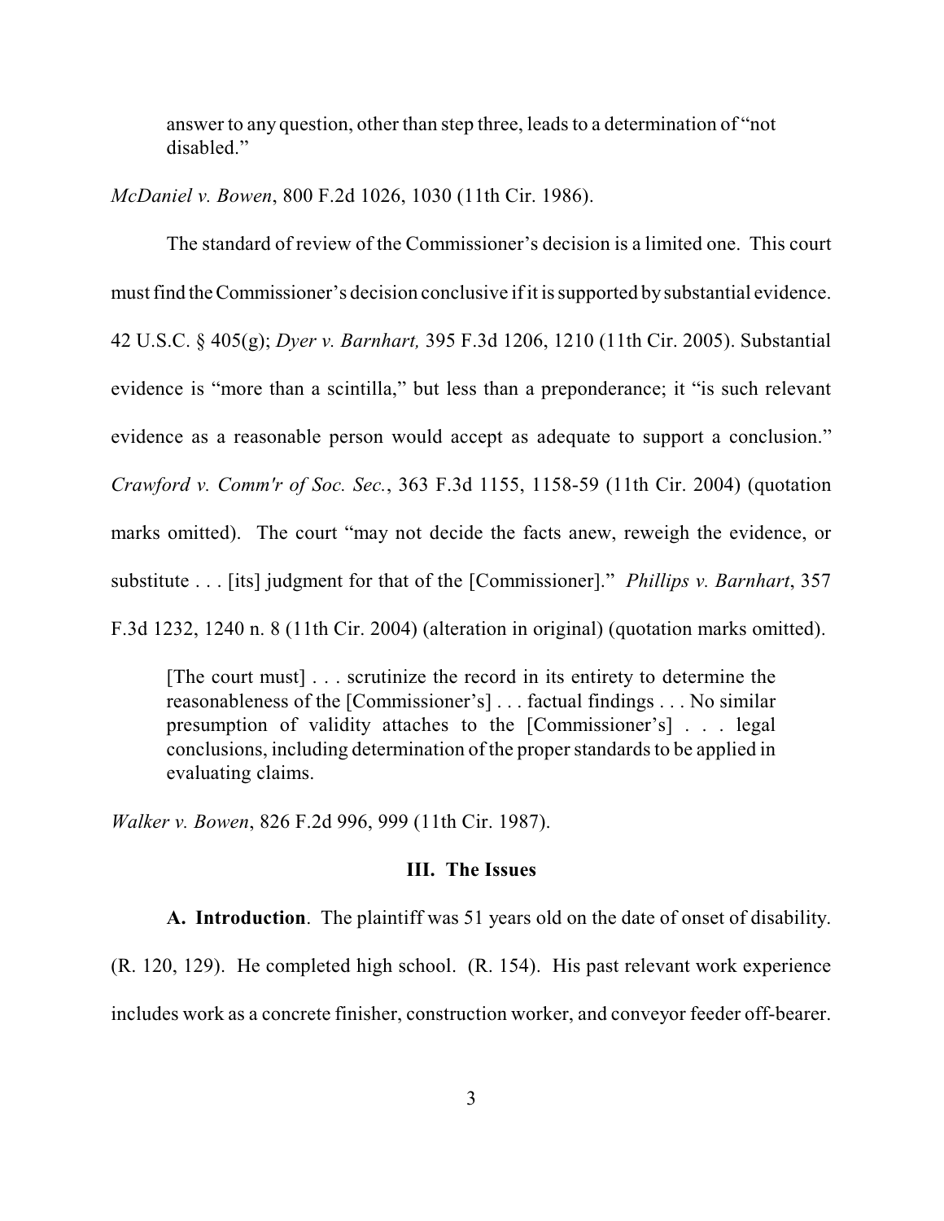> answer to any question, other than step three, leads to a determination of "not disabled."

*McDaniel v. Bowen*, 800 F.2d 1026, 1030 (11th Cir. 1986).

The standard of review of the Commissioner's decision is a limited one. This court must find the Commissioner's decision conclusive if it is supported by substantial evidence. 42 U.S.C. § 405(g); *Dyer v. Barnhart,* 395 F.3d 1206, 1210 (11th Cir. 2005). Substantial evidence is "more than a scintilla," but less than a preponderance; it "is such relevant evidence as a reasonable person would accept as adequate to support a conclusion." *Crawford v. Comm'r of Soc. Sec.*, 363 F.3d 1155, 1158-59 (11th Cir. 2004) (quotation marks omitted). The court "may not decide the facts anew, reweigh the evidence, or substitute . . . [its] judgment for that of the [Commissioner]." *Phillips v. Barnhart*, 357 F.3d 1232, 1240 n. 8 (11th Cir. 2004) (alteration in original) (quotation marks omitted).

> [The court must] . . . scrutinize the record in its entirety to determine the reasonableness of the [Commissioner's] . . . factual findings . . . No similar presumption of validity attaches to the [Commissioner's] . . . legal conclusions, including determination of the proper standards to be applied in evaluating claims.

*Walker v. Bowen*, 826 F.2d 996, 999 (11th Cir. 1987).

## III. The Issues

**A. Introduction**. The plaintiff was 51 years old on the date of onset of disability. (R. 120, 129). He completed high school. (R. 154). His past relevant work experience includes work as a concrete finisher, construction worker, and conveyor feeder off-bearer.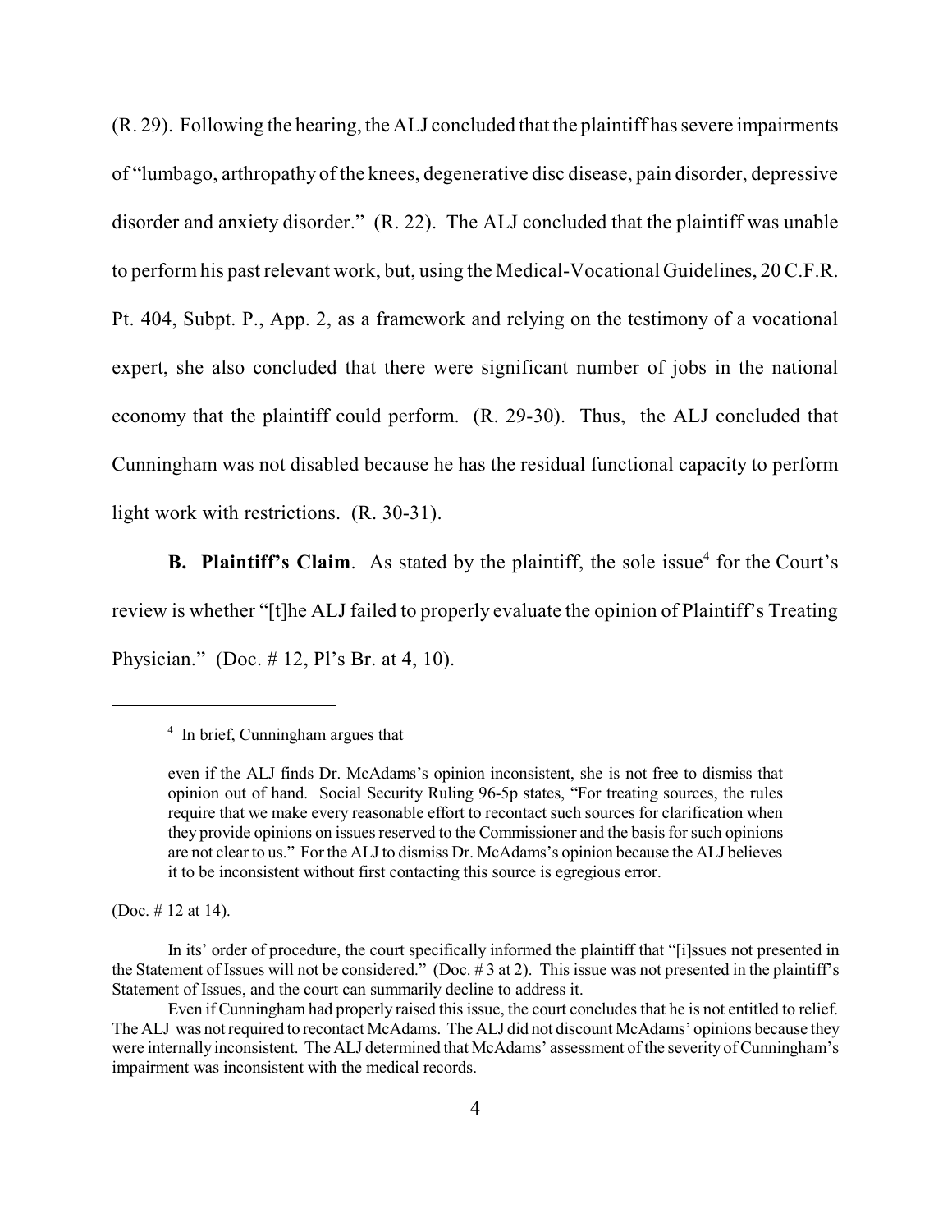(R. 29). Following the hearing, the ALJ concluded that the plaintiff has severe impairments of "lumbago, arthropathy of the knees, degenerative disc disease, pain disorder, depressive disorder and anxiety disorder." (R. 22). The ALJ concluded that the plaintiff was unable to perform his past relevant work, but, using the Medical-Vocational Guidelines, 20 C.F.R. Pt. 404, Subpt. P., App. 2, as a framework and relying on the testimony of a vocational expert, she also concluded that there were significant number of jobs in the national economy that the plaintiff could perform. (R. 29-30). Thus, the ALJ concluded that Cunningham was not disabled because he has the residual functional capacity to perform light work with restrictions. (R. 30-31).

**B. Plaintiff's Claim**. As stated by the plaintiff, the sole issue[4] for the Court's review is whether "[t]he ALJ failed to properly evaluate the opinion of Plaintiff's Treating Physician." (Doc. # 12, Pl's Br. at 4, 10).

---

[4] In brief, Cunningham argues that

> even if the ALJ finds Dr. McAdams's opinion inconsistent, she is not free to dismiss that opinion out of hand. Social Security Ruling 96-5p states, "For treating sources, the rules require that we make every reasonable effort to recontact such sources for clarification when they provide opinions on issues reserved to the Commissioner and the basis for such opinions are not clear to us." For the ALJ to dismiss Dr. McAdams's opinion because the ALJ believes it to be inconsistent without first contacting this source is egregious error.

(Doc. # 12 at 14).

In its' order of procedure, the court specifically informed the plaintiff that "[i]ssues not presented in the Statement of Issues will not be considered." (Doc. # 3 at 2). This issue was not presented in the plaintiff's Statement of Issues, and the court can summarily decline to address it.

Even if Cunningham had properly raised this issue, the court concludes that he is not entitled to relief. The ALJ was not required to recontact McAdams. The ALJ did not discount McAdams' opinions because they were internally inconsistent. The ALJ determined that McAdams' assessment of the severity of Cunningham's impairment was inconsistent with the medical records.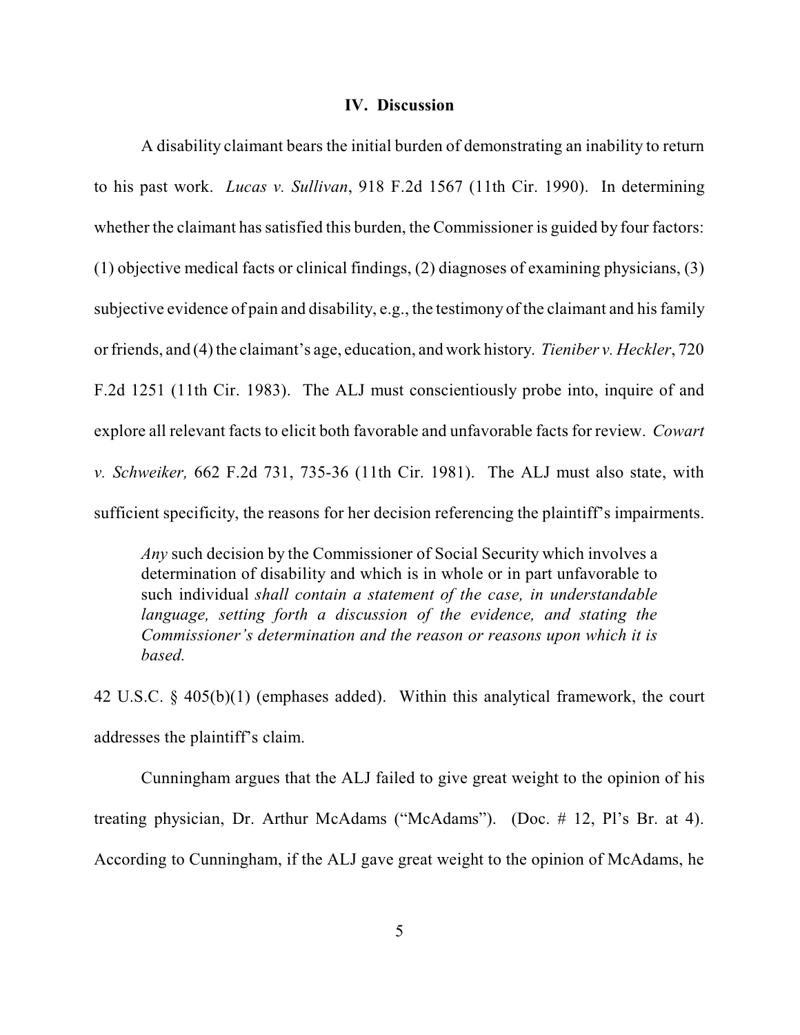## IV. Discussion

A disability claimant bears the initial burden of demonstrating an inability to return to his past work. *Lucas v. Sullivan*, 918 F.2d 1567 (11th Cir. 1990). In determining whether the claimant has satisfied this burden, the Commissioner is guided by four factors: (1) objective medical facts or clinical findings, (2) diagnoses of examining physicians, (3) subjective evidence of pain and disability, e.g., the testimony of the claimant and his family or friends, and (4) the claimant's age, education, and work history. *Tieniber v. Heckler*, 720 F.2d 1251 (11th Cir. 1983). The ALJ must conscientiously probe into, inquire of and explore all relevant facts to elicit both favorable and unfavorable facts for review. *Cowart v. Schweiker,* 662 F.2d 731, 735-36 (11th Cir. 1981). The ALJ must also state, with sufficient specificity, the reasons for her decision referencing the plaintiff's impairments.

> *Any* such decision by the Commissioner of Social Security which involves a determination of disability and which is in whole or in part unfavorable to such individual *shall contain a statement of the case, in understandable language, setting forth a discussion of the evidence, and stating the Commissioner's determination and the reason or reasons upon which it is based.*

42 U.S.C. § 405(b)(1) (emphases added). Within this analytical framework, the court addresses the plaintiff's claim.

Cunningham argues that the ALJ failed to give great weight to the opinion of his treating physician, Dr. Arthur McAdams ("McAdams"). (Doc. # 12, Pl's Br. at 4). According to Cunningham, if the ALJ gave great weight to the opinion of McAdams, he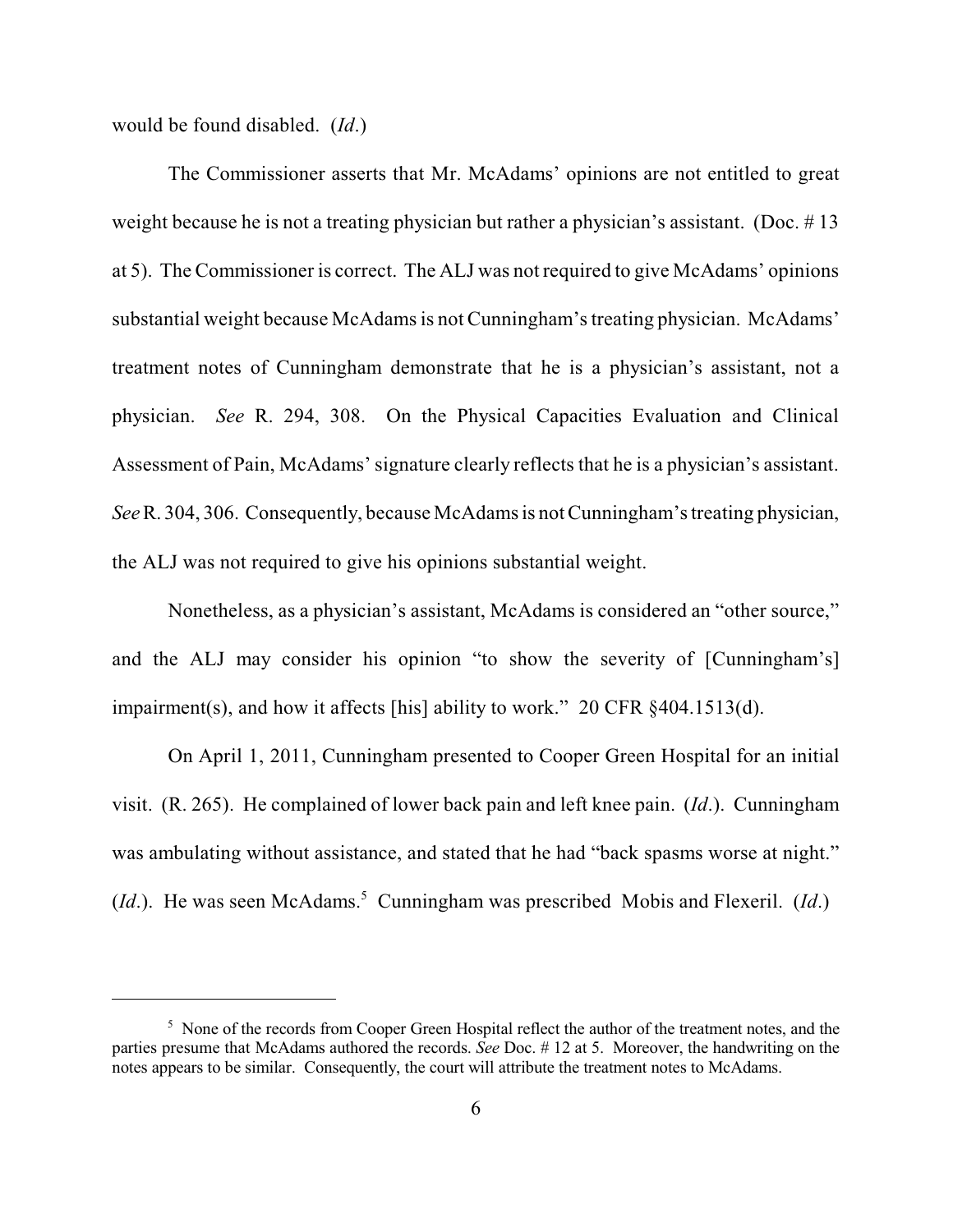would be found disabled. (*Id*.)

The Commissioner asserts that Mr. McAdams' opinions are not entitled to great weight because he is not a treating physician but rather a physician's assistant. (Doc. # 13 at 5). The Commissioner is correct. The ALJ was not required to give McAdams' opinions substantial weight because McAdams is not Cunningham's treating physician. McAdams' treatment notes of Cunningham demonstrate that he is a physician's assistant, not a physician. *See* R. 294, 308. On the Physical Capacities Evaluation and Clinical Assessment of Pain, McAdams' signature clearly reflects that he is a physician's assistant. *See* R. 304, 306. Consequently, because McAdams is not Cunningham's treating physician, the ALJ was not required to give his opinions substantial weight.

Nonetheless, as a physician's assistant, McAdams is considered an "other source," and the ALJ may consider his opinion "to show the severity of [Cunningham's] impairment(s), and how it affects [his] ability to work." 20 CFR §404.1513(d).

On April 1, 2011, Cunningham presented to Cooper Green Hospital for an initial visit. (R. 265). He complained of lower back pain and left knee pain. (*Id*.). Cunningham was ambulating without assistance, and stated that he had "back spasms worse at night." (*Id*.). He was seen McAdams.[5] Cunningham was prescribed Mobis and Flexeril. (*Id*.)

---

[5] None of the records from Cooper Green Hospital reflect the author of the treatment notes, and the parties presume that McAdams authored the records. *See* Doc. # 12 at 5. Moreover, the handwriting on the notes appears to be similar. Consequently, the court will attribute the treatment notes to McAdams.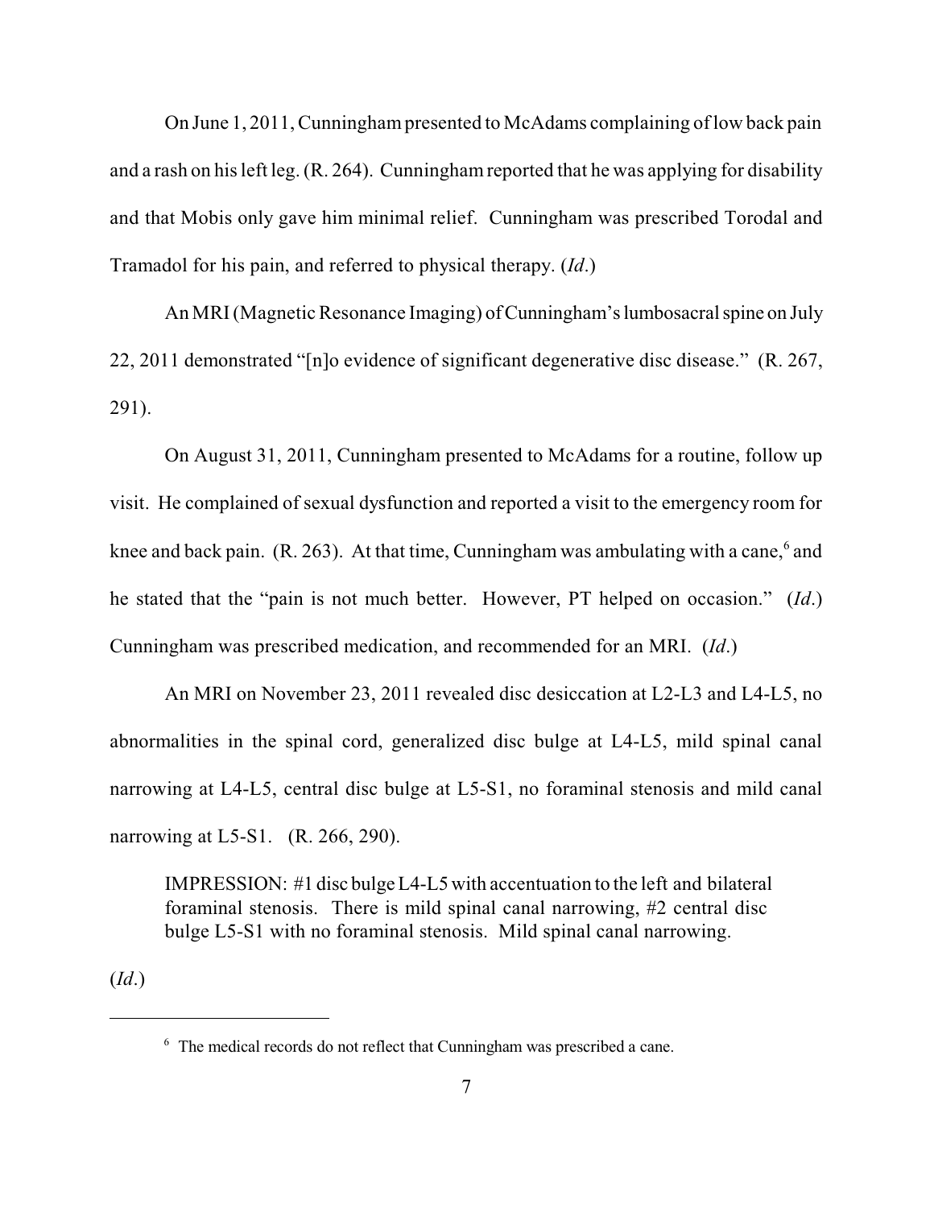On June 1, 2011, Cunningham presented to McAdams complaining of low back pain and a rash on his left leg. (R. 264). Cunningham reported that he was applying for disability and that Mobis only gave him minimal relief. Cunningham was prescribed Torodal and Tramadol for his pain, and referred to physical therapy. (*Id*.)

An MRI (Magnetic Resonance Imaging) of Cunningham's lumbosacral spine on July 22, 2011 demonstrated "[n]o evidence of significant degenerative disc disease." (R. 267, 291).

On August 31, 2011, Cunningham presented to McAdams for a routine, follow up visit. He complained of sexual dysfunction and reported a visit to the emergency room for knee and back pain. (R. 263). At that time, Cunningham was ambulating with a cane,[6] and he stated that the "pain is not much better. However, PT helped on occasion." (*Id*.) Cunningham was prescribed medication, and recommended for an MRI. (*Id*.)

An MRI on November 23, 2011 revealed disc desiccation at L2-L3 and L4-L5, no abnormalities in the spinal cord, generalized disc bulge at L4-L5, mild spinal canal narrowing at L4-L5, central disc bulge at L5-S1, no foraminal stenosis and mild canal narrowing at L5-S1. (R. 266, 290).

> IMPRESSION: #1 disc bulge L4-L5 with accentuation to the left and bilateral foraminal stenosis. There is mild spinal canal narrowing, #2 central disc bulge L5-S1 with no foraminal stenosis. Mild spinal canal narrowing.

(*Id*.)

---

[6] The medical records do not reflect that Cunningham was prescribed a cane.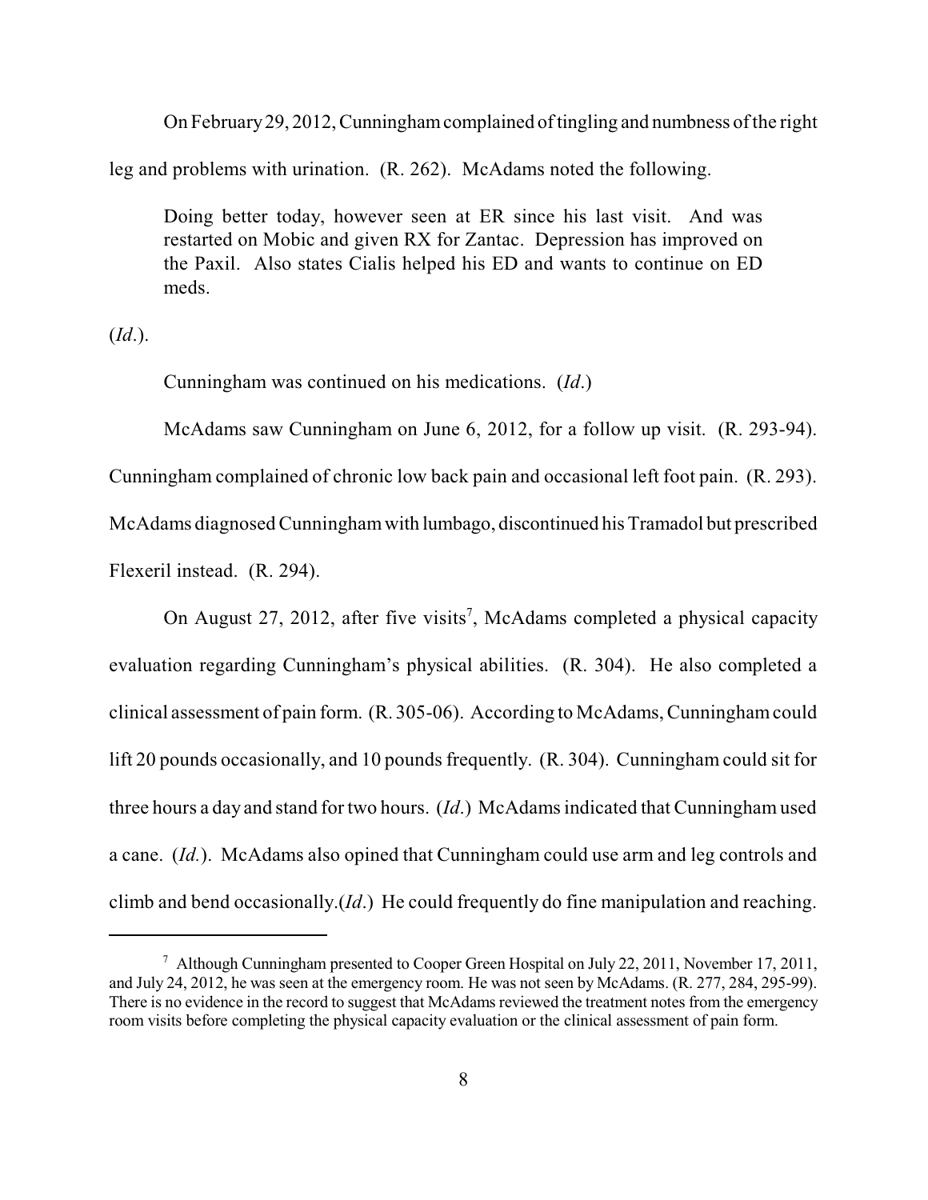On February 29, 2012, Cunningham complained of tingling and numbness of the right leg and problems with urination. (R. 262). McAdams noted the following.

> Doing better today, however seen at ER since his last visit. And was restarted on Mobic and given RX for Zantac. Depression has improved on the Paxil. Also states Cialis helped his ED and wants to continue on ED meds.

(*Id*.).

Cunningham was continued on his medications. (*Id*.)

McAdams saw Cunningham on June 6, 2012, for a follow up visit. (R. 293-94). Cunningham complained of chronic low back pain and occasional left foot pain. (R. 293). McAdams diagnosed Cunningham with lumbago, discontinued his Tramadol but prescribed Flexeril instead. (R. 294).

On August 27, 2012, after five visits[7], McAdams completed a physical capacity evaluation regarding Cunningham's physical abilities. (R. 304). He also completed a clinical assessment of pain form. (R. 305-06). According to McAdams, Cunningham could lift 20 pounds occasionally, and 10 pounds frequently. (R. 304). Cunningham could sit for three hours a day and stand for two hours. (*Id*.) McAdams indicated that Cunningham used a cane. (*Id.*). McAdams also opined that Cunningham could use arm and leg controls and climb and bend occasionally.(*Id*.) He could frequently do fine manipulation and reaching.

---

[7] Although Cunningham presented to Cooper Green Hospital on July 22, 2011, November 17, 2011, and July 24, 2012, he was seen at the emergency room. He was not seen by McAdams. (R. 277, 284, 295-99). There is no evidence in the record to suggest that McAdams reviewed the treatment notes from the emergency room visits before completing the physical capacity evaluation or the clinical assessment of pain form.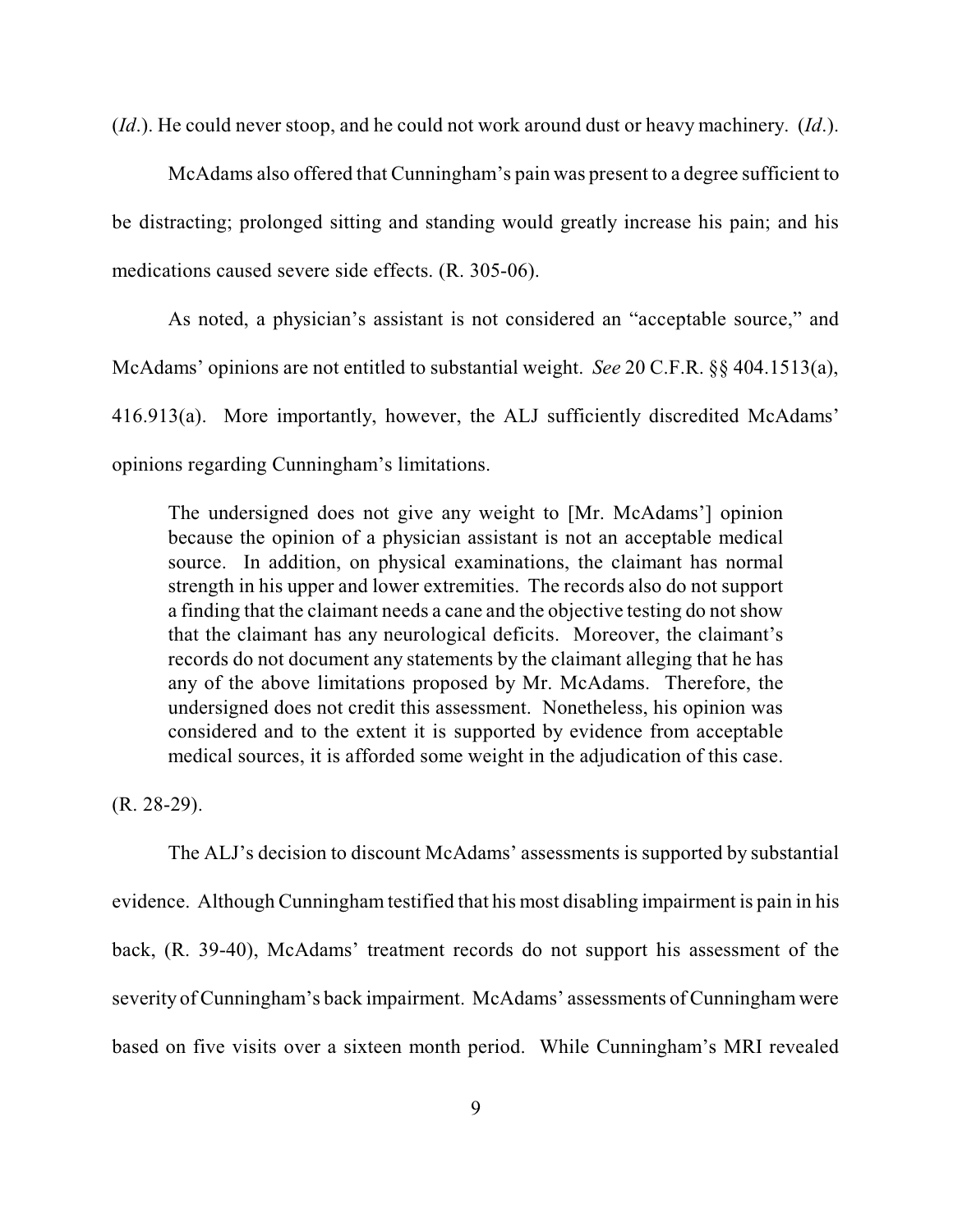(*Id*.). He could never stoop, and he could not work around dust or heavy machinery. (*Id*.).

McAdams also offered that Cunningham's pain was present to a degree sufficient to be distracting; prolonged sitting and standing would greatly increase his pain; and his medications caused severe side effects. (R. 305-06).

As noted, a physician's assistant is not considered an "acceptable source," and McAdams' opinions are not entitled to substantial weight. *See* 20 C.F.R. §§ 404.1513(a), 416.913(a). More importantly, however, the ALJ sufficiently discredited McAdams' opinions regarding Cunningham's limitations.

> The undersigned does not give any weight to [Mr. McAdams'] opinion because the opinion of a physician assistant is not an acceptable medical source. In addition, on physical examinations, the claimant has normal strength in his upper and lower extremities. The records also do not support a finding that the claimant needs a cane and the objective testing do not show that the claimant has any neurological deficits. Moreover, the claimant's records do not document any statements by the claimant alleging that he has any of the above limitations proposed by Mr. McAdams. Therefore, the undersigned does not credit this assessment. Nonetheless, his opinion was considered and to the extent it is supported by evidence from acceptable medical sources, it is afforded some weight in the adjudication of this case.

(R. 28-29).

The ALJ's decision to discount McAdams' assessments is supported by substantial evidence. Although Cunningham testified that his most disabling impairment is pain in his back, (R. 39-40), McAdams' treatment records do not support his assessment of the severity of Cunningham's back impairment. McAdams' assessments of Cunningham were based on five visits over a sixteen month period. While Cunningham's MRI revealed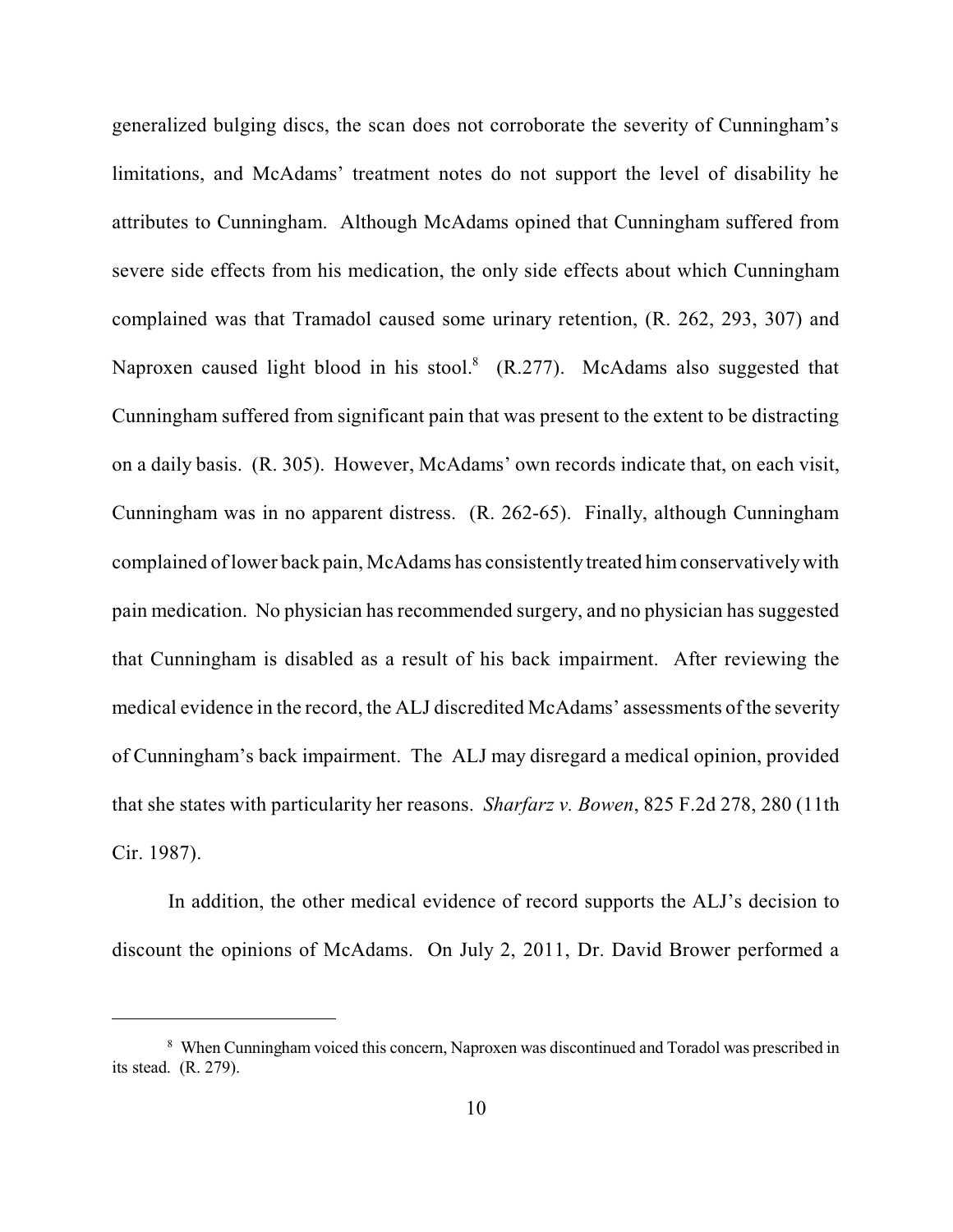generalized bulging discs, the scan does not corroborate the severity of Cunningham's limitations, and McAdams' treatment notes do not support the level of disability he attributes to Cunningham. Although McAdams opined that Cunningham suffered from severe side effects from his medication, the only side effects about which Cunningham complained was that Tramadol caused some urinary retention, (R. 262, 293, 307) and Naproxen caused light blood in his stool.[8] (R.277). McAdams also suggested that Cunningham suffered from significant pain that was present to the extent to be distracting on a daily basis. (R. 305). However, McAdams' own records indicate that, on each visit, Cunningham was in no apparent distress. (R. 262-65). Finally, although Cunningham complained of lower back pain, McAdams has consistently treated him conservatively with pain medication. No physician has recommended surgery, and no physician has suggested that Cunningham is disabled as a result of his back impairment. After reviewing the medical evidence in the record, the ALJ discredited McAdams' assessments of the severity of Cunningham's back impairment. The ALJ may disregard a medical opinion, provided that she states with particularity her reasons. *Sharfarz v. Bowen*, 825 F.2d 278, 280 (11th Cir. 1987).

In addition, the other medical evidence of record supports the ALJ's decision to discount the opinions of McAdams. On July 2, 2011, Dr. David Brower performed a

---

[8] When Cunningham voiced this concern, Naproxen was discontinued and Toradol was prescribed in its stead. (R. 279).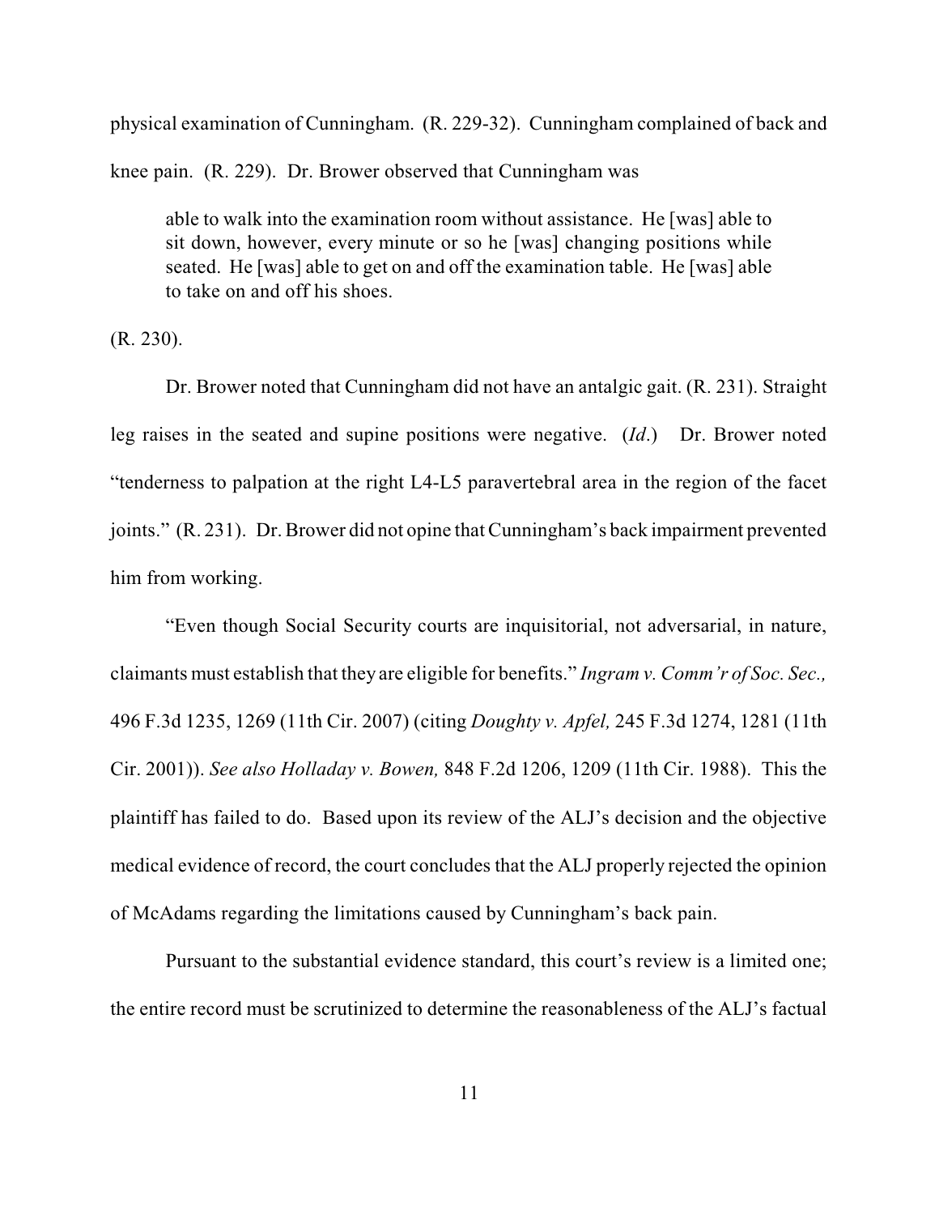physical examination of Cunningham. (R. 229-32). Cunningham complained of back and knee pain. (R. 229). Dr. Brower observed that Cunningham was

> able to walk into the examination room without assistance. He [was] able to sit down, however, every minute or so he [was] changing positions while seated. He [was] able to get on and off the examination table. He [was] able to take on and off his shoes.

(R. 230).

Dr. Brower noted that Cunningham did not have an antalgic gait. (R. 231). Straight leg raises in the seated and supine positions were negative. (*Id*.) Dr. Brower noted "tenderness to palpation at the right L4-L5 paravertebral area in the region of the facet joints." (R. 231). Dr. Brower did not opine that Cunningham's back impairment prevented him from working.

"Even though Social Security courts are inquisitorial, not adversarial, in nature, claimants must establish that they are eligible for benefits." *Ingram v. Comm'r of Soc. Sec.,* 496 F.3d 1235, 1269 (11th Cir. 2007) (citing *Doughty v. Apfel,* 245 F.3d 1274, 1281 (11th Cir. 2001)). *See also Holladay v. Bowen,* 848 F.2d 1206, 1209 (11th Cir. 1988). This the plaintiff has failed to do. Based upon its review of the ALJ's decision and the objective medical evidence of record, the court concludes that the ALJ properly rejected the opinion of McAdams regarding the limitations caused by Cunningham's back pain.

Pursuant to the substantial evidence standard, this court's review is a limited one; the entire record must be scrutinized to determine the reasonableness of the ALJ's factual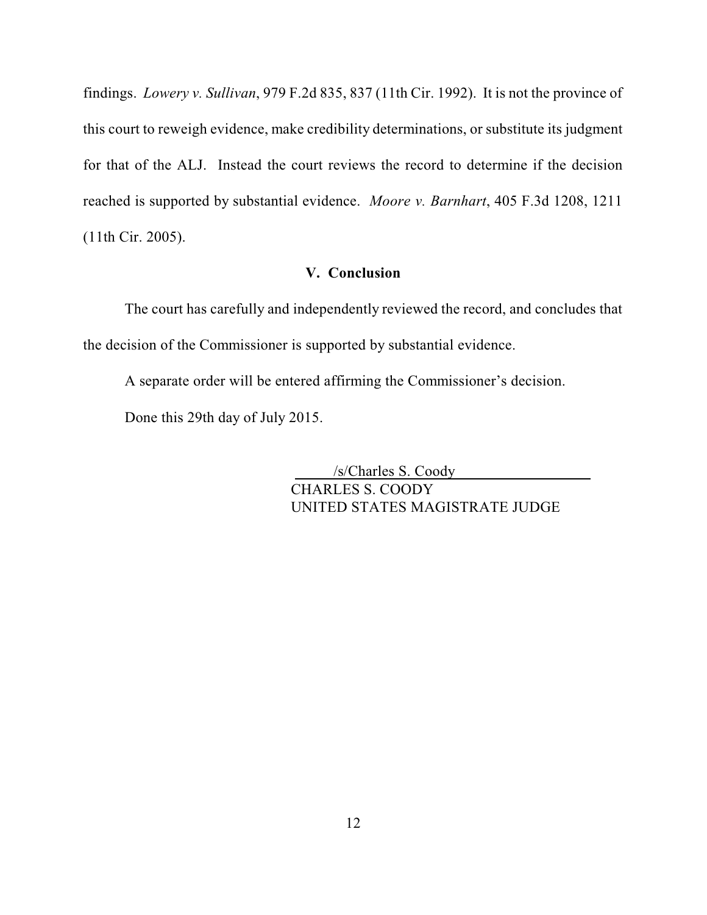findings. *Lowery v. Sullivan*, 979 F.2d 835, 837 (11th Cir. 1992). It is not the province of this court to reweigh evidence, make credibility determinations, or substitute its judgment for that of the ALJ. Instead the court reviews the record to determine if the decision reached is supported by substantial evidence. *Moore v. Barnhart*, 405 F.3d 1208, 1211 (11th Cir. 2005).

## V. Conclusion

The court has carefully and independently reviewed the record, and concludes that the decision of the Commissioner is supported by substantial evidence.

A separate order will be entered affirming the Commissioner's decision.

Done this 29th day of July 2015.

/s/Charles S. Coody
CHARLES S. COODY
UNITED STATES MAGISTRATE JUDGE